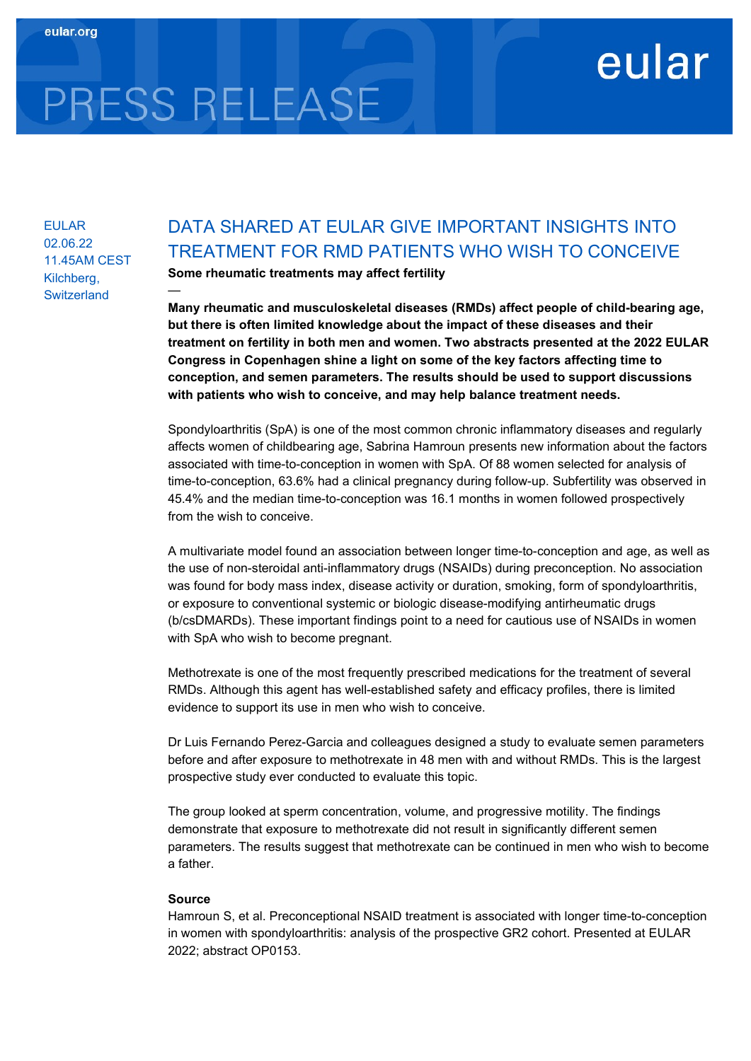eular.org

# PRESS RELEASE

eular

EULAR
02.06.22
11.45AM CEST
Kilchberg, Switzerland

## DATA SHARED AT EULAR GIVE IMPORTANT INSIGHTS INTO TREATMENT FOR RMD PATIENTS WHO WISH TO CONCEIVE

**Some rheumatic treatments may affect fertility**

—

**Many rheumatic and musculoskeletal diseases (RMDs) affect people of child-bearing age, but there is often limited knowledge about the impact of these diseases and their treatment on fertility in both men and women. Two abstracts presented at the 2022 EULAR Congress in Copenhagen shine a light on some of the key factors affecting time to conception, and semen parameters. The results should be used to support discussions with patients who wish to conceive, and may help balance treatment needs.**

Spondyloarthritis (SpA) is one of the most common chronic inflammatory diseases and regularly affects women of childbearing age, Sabrina Hamroun presents new information about the factors associated with time-to-conception in women with SpA. Of 88 women selected for analysis of time-to-conception, 63.6% had a clinical pregnancy during follow-up. Subfertility was observed in 45.4% and the median time-to-conception was 16.1 months in women followed prospectively from the wish to conceive.

A multivariate model found an association between longer time-to-conception and age, as well as the use of non-steroidal anti-inflammatory drugs (NSAIDs) during preconception. No association was found for body mass index, disease activity or duration, smoking, form of spondyloarthritis, or exposure to conventional systemic or biologic disease-modifying antirheumatic drugs (b/csDMARDs). These important findings point to a need for cautious use of NSAIDs in women with SpA who wish to become pregnant.

Methotrexate is one of the most frequently prescribed medications for the treatment of several RMDs. Although this agent has well-established safety and efficacy profiles, there is limited evidence to support its use in men who wish to conceive.

Dr Luis Fernando Perez-Garcia and colleagues designed a study to evaluate semen parameters before and after exposure to methotrexate in 48 men with and without RMDs. This is the largest prospective study ever conducted to evaluate this topic.

The group looked at sperm concentration, volume, and progressive motility. The findings demonstrate that exposure to methotrexate did not result in significantly different semen parameters. The results suggest that methotrexate can be continued in men who wish to become a father.

**Source**

Hamroun S, et al. Preconceptional NSAID treatment is associated with longer time-to-conception in women with spondyloarthritis: analysis of the prospective GR2 cohort. Presented at EULAR 2022; abstract OP0153.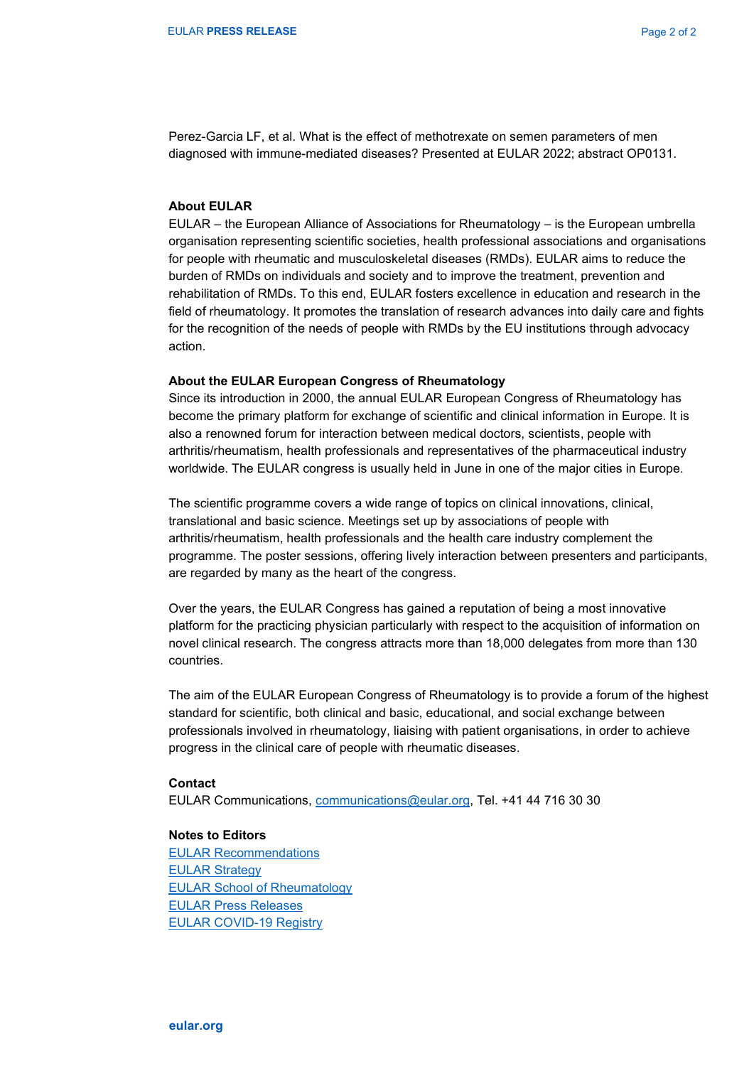Perez-Garcia LF, et al. What is the effect of methotrexate on semen parameters of men diagnosed with immune-mediated diseases? Presented at EULAR 2022; abstract OP0131.

**About EULAR**

EULAR – the European Alliance of Associations for Rheumatology – is the European umbrella organisation representing scientific societies, health professional associations and organisations for people with rheumatic and musculoskeletal diseases (RMDs). EULAR aims to reduce the burden of RMDs on individuals and society and to improve the treatment, prevention and rehabilitation of RMDs. To this end, EULAR fosters excellence in education and research in the field of rheumatology. It promotes the translation of research advances into daily care and fights for the recognition of the needs of people with RMDs by the EU institutions through advocacy action.

**About the EULAR European Congress of Rheumatology**

Since its introduction in 2000, the annual EULAR European Congress of Rheumatology has become the primary platform for exchange of scientific and clinical information in Europe. It is also a renowned forum for interaction between medical doctors, scientists, people with arthritis/rheumatism, health professionals and representatives of the pharmaceutical industry worldwide. The EULAR congress is usually held in June in one of the major cities in Europe.

The scientific programme covers a wide range of topics on clinical innovations, clinical, translational and basic science. Meetings set up by associations of people with arthritis/rheumatism, health professionals and the health care industry complement the programme. The poster sessions, offering lively interaction between presenters and participants, are regarded by many as the heart of the congress.

Over the years, the EULAR Congress has gained a reputation of being a most innovative platform for the practicing physician particularly with respect to the acquisition of information on novel clinical research. The congress attracts more than 18,000 delegates from more than 130 countries.

The aim of the EULAR European Congress of Rheumatology is to provide a forum of the highest standard for scientific, both clinical and basic, educational, and social exchange between professionals involved in rheumatology, liaising with patient organisations, in order to achieve progress in the clinical care of people with rheumatic diseases.

**Contact**

EULAR Communications, communications@eular.org, Tel. +41 44 716 30 30

**Notes to Editors**

EULAR Recommendations
EULAR Strategy
EULAR School of Rheumatology
EULAR Press Releases
EULAR COVID-19 Registry

eular.org